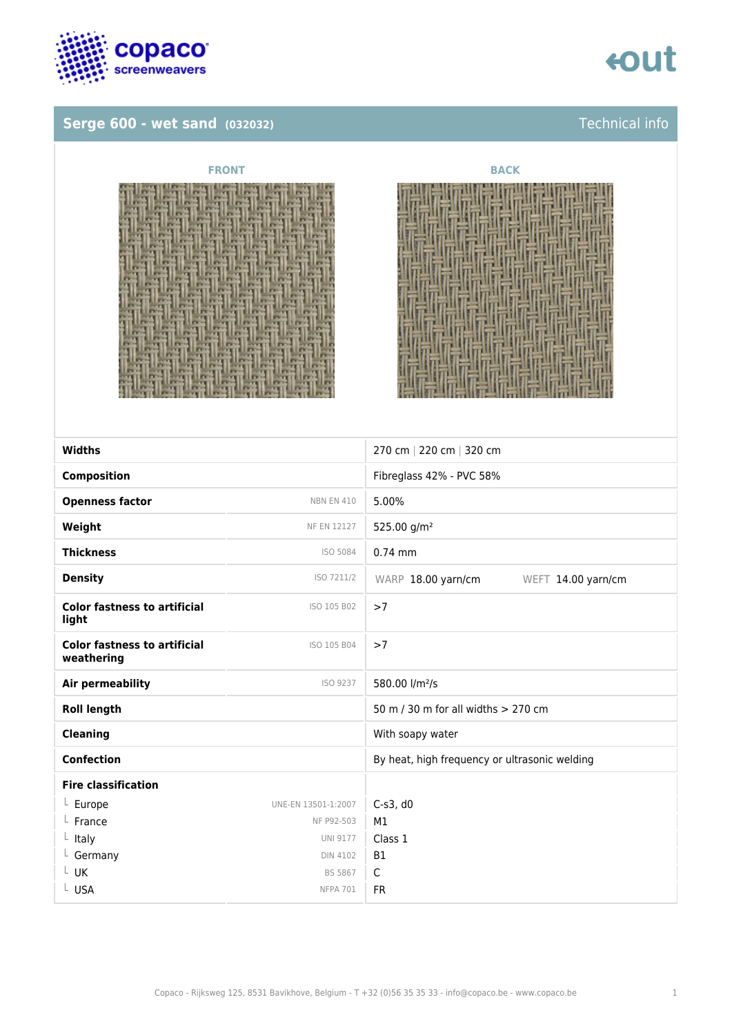# Serge 600 - wet sand (032032)

Technical info

FRONT

BACK

| Property | Standard | Value |
|---|---|---|
| **Widths** | | 270 cm \| 220 cm \| 320 cm |
| **Composition** | | Fibreglass 42% - PVC 58% |
| **Openness factor** | NBN EN 410 | 5.00% |
| **Weight** | NF EN 12127 | 525.00 g/m² |
| **Thickness** | ISO 5084 | 0.74 mm |
| **Density** | ISO 7211/2 | WARP 18.00 yarn/cm WEFT 14.00 yarn/cm |
| **Color fastness to artificial light** | ISO 105 B02 | >7 |
| **Color fastness to artificial weathering** | ISO 105 B04 | >7 |
| **Air permeability** | ISO 9237 | 580.00 l/m²/s |
| **Roll length** | | 50 m / 30 m for all widths > 270 cm |
| **Cleaning** | | With soapy water |
| **Confection** | | By heat, high frequency or ultrasonic welding |
| **Fire classification** | | |
| └ Europe | UNE-EN 13501-1:2007 | C-s3, d0 |
| └ France | NF P92-503 | M1 |
| └ Italy | UNI 9177 | Class 1 |
| └ Germany | DIN 4102 | B1 |
| └ UK | BS 5867 | C |
| └ USA | NFPA 701 | FR |

Copaco - Rijksweg 125, 8531 Bavikhove, Belgium - T +32 (0)56 35 35 33 - info@copaco.be - www.copaco.be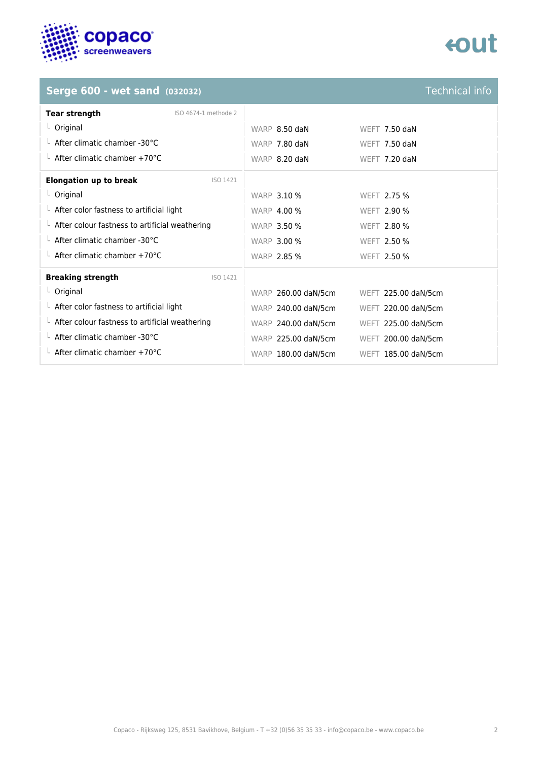## Serge 600 - wet sand (032032)

Technical info

| Tear strength (ISO 4674-1 methode 2) | WARP | WEFT |
| --- | --- | --- |
| Original | 8.50 daN | 7.50 daN |
| After climatic chamber -30°C | 7.80 daN | 7.50 daN |
| After climatic chamber +70°C | 8.20 daN | 7.20 daN |

| Elongation up to break (ISO 1421) | WARP | WEFT |
| --- | --- | --- |
| Original | 3.10 % | 2.75 % |
| After color fastness to artificial light | 4.00 % | 2.90 % |
| After colour fastness to artificial weathering | 3.50 % | 2.80 % |
| After climatic chamber -30°C | 3.00 % | 2.50 % |
| After climatic chamber +70°C | 2.85 % | 2.50 % |

| Breaking strength (ISO 1421) | WARP | WEFT |
| --- | --- | --- |
| Original | 260.00 daN/5cm | 225.00 daN/5cm |
| After color fastness to artificial light | 240.00 daN/5cm | 220.00 daN/5cm |
| After colour fastness to artificial weathering | 240.00 daN/5cm | 225.00 daN/5cm |
| After climatic chamber -30°C | 225.00 daN/5cm | 200.00 daN/5cm |
| After climatic chamber +70°C | 180.00 daN/5cm | 185.00 daN/5cm |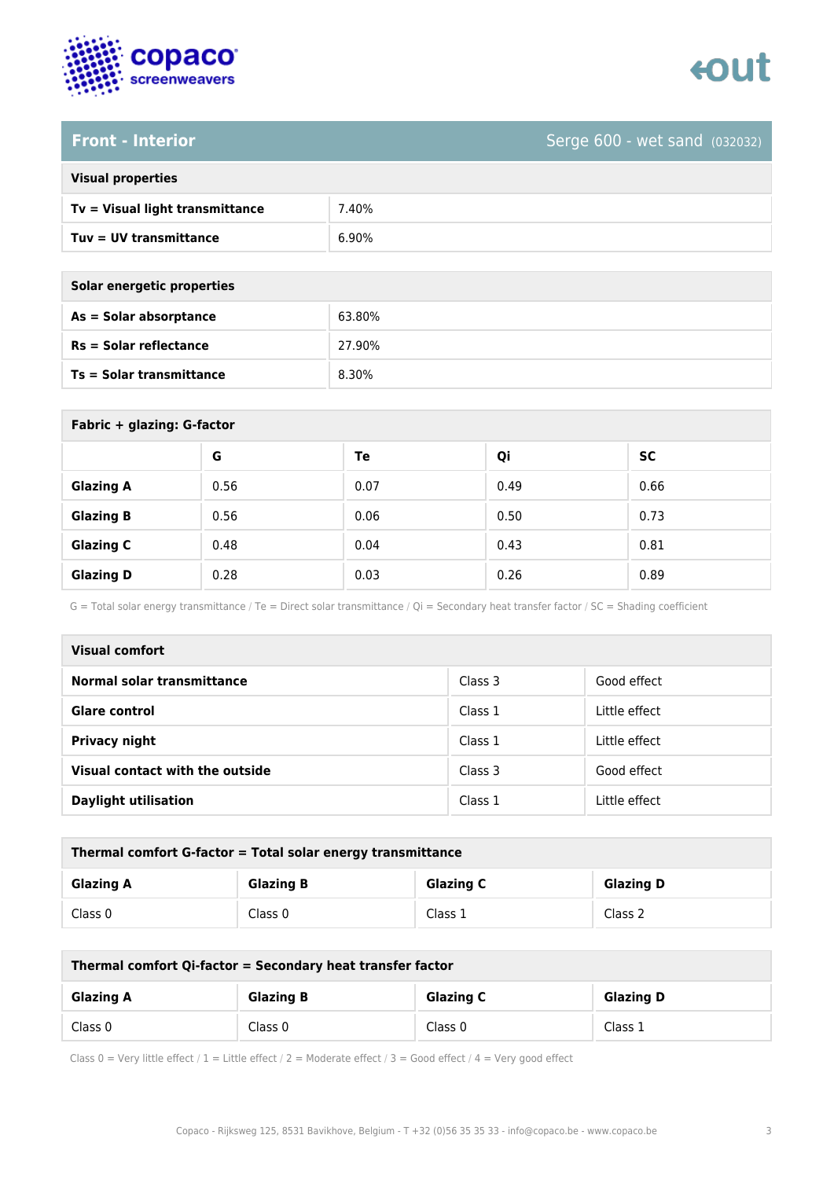## Front - Interior

Serge 600 - wet sand (032032)

| Visual properties | |
|---|---|
| **Tv = Visual light transmittance** | 7.40% |
| **Tuv = UV transmittance** | 6.90% |

| Solar energetic properties | |
|---|---|
| **As = Solar absorptance** | 63.80% |
| **Rs = Solar reflectance** | 27.90% |
| **Ts = Solar transmittance** | 8.30% |

**Fabric + glazing: G-factor**

| | G | Te | Qi | SC |
|---|---|---|---|---|
| **Glazing A** | 0.56 | 0.07 | 0.49 | 0.66 |
| **Glazing B** | 0.56 | 0.06 | 0.50 | 0.73 |
| **Glazing C** | 0.48 | 0.04 | 0.43 | 0.81 |
| **Glazing D** | 0.28 | 0.03 | 0.26 | 0.89 |

G = Total solar energy transmittance / Te = Direct solar transmittance / Qi = Secondary heat transfer factor / SC = Shading coefficient

| Visual comfort | | |
|---|---|---|
| **Normal solar transmittance** | Class 3 | Good effect |
| **Glare control** | Class 1 | Little effect |
| **Privacy night** | Class 1 | Little effect |
| **Visual contact with the outside** | Class 3 | Good effect |
| **Daylight utilisation** | Class 1 | Little effect |

**Thermal comfort G-factor = Total solar energy transmittance**

| Glazing A | Glazing B | Glazing C | Glazing D |
|---|---|---|---|
| Class 0 | Class 0 | Class 1 | Class 2 |

**Thermal comfort Qi-factor = Secondary heat transfer factor**

| Glazing A | Glazing B | Glazing C | Glazing D |
|---|---|---|---|
| Class 0 | Class 0 | Class 0 | Class 1 |

Class 0 = Very little effect / 1 = Little effect / 2 = Moderate effect / 3 = Good effect / 4 = Very good effect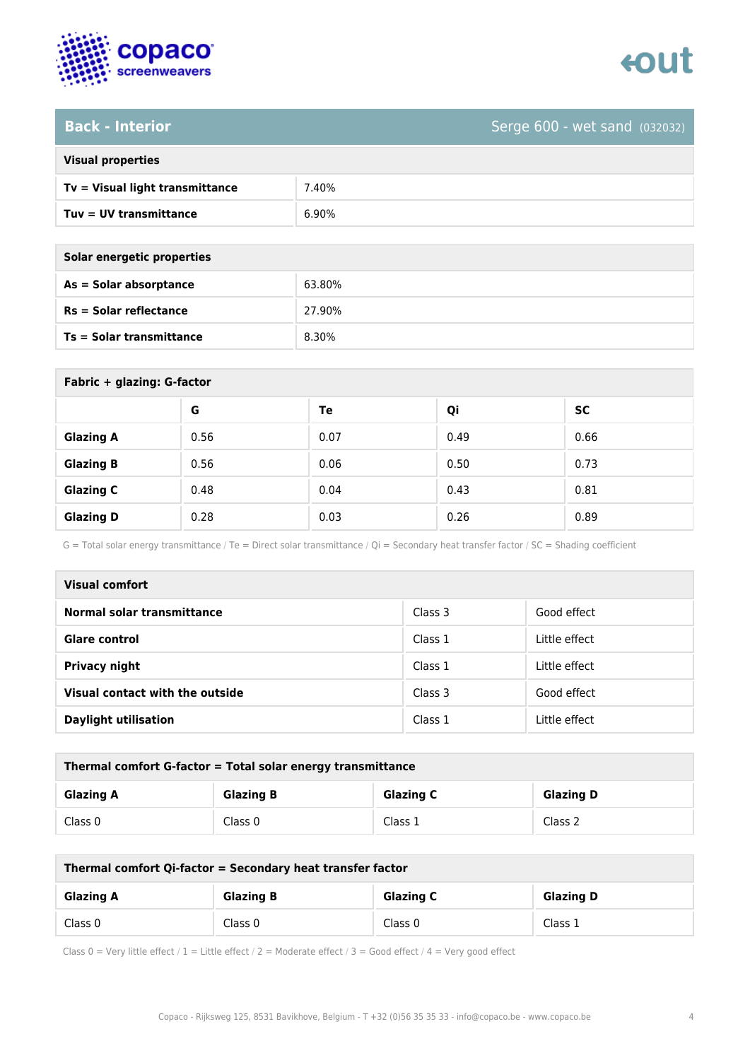## Back - Interior

Serge 600 - wet sand (032032)

| Visual properties | |
|---|---|
| **Tv = Visual light transmittance** | 7.40% |
| **Tuv = UV transmittance** | 6.90% |

| Solar energetic properties | |
|---|---|
| **As = Solar absorptance** | 63.80% |
| **Rs = Solar reflectance** | 27.90% |
| **Ts = Solar transmittance** | 8.30% |

**Fabric + glazing: G-factor**

| | G | Te | Qi | SC |
|---|---|---|---|---|
| **Glazing A** | 0.56 | 0.07 | 0.49 | 0.66 |
| **Glazing B** | 0.56 | 0.06 | 0.50 | 0.73 |
| **Glazing C** | 0.48 | 0.04 | 0.43 | 0.81 |
| **Glazing D** | 0.28 | 0.03 | 0.26 | 0.89 |

G = Total solar energy transmittance / Te = Direct solar transmittance / Qi = Secondary heat transfer factor / SC = Shading coefficient

| Visual comfort | | |
|---|---|---|
| **Normal solar transmittance** | Class 3 | Good effect |
| **Glare control** | Class 1 | Little effect |
| **Privacy night** | Class 1 | Little effect |
| **Visual contact with the outside** | Class 3 | Good effect |
| **Daylight utilisation** | Class 1 | Little effect |

**Thermal comfort G-factor = Total solar energy transmittance**

| Glazing A | Glazing B | Glazing C | Glazing D |
|---|---|---|---|
| Class 0 | Class 0 | Class 1 | Class 2 |

**Thermal comfort Qi-factor = Secondary heat transfer factor**

| Glazing A | Glazing B | Glazing C | Glazing D |
|---|---|---|---|
| Class 0 | Class 0 | Class 0 | Class 1 |

Class 0 = Very little effect / 1 = Little effect / 2 = Moderate effect / 3 = Good effect / 4 = Very good effect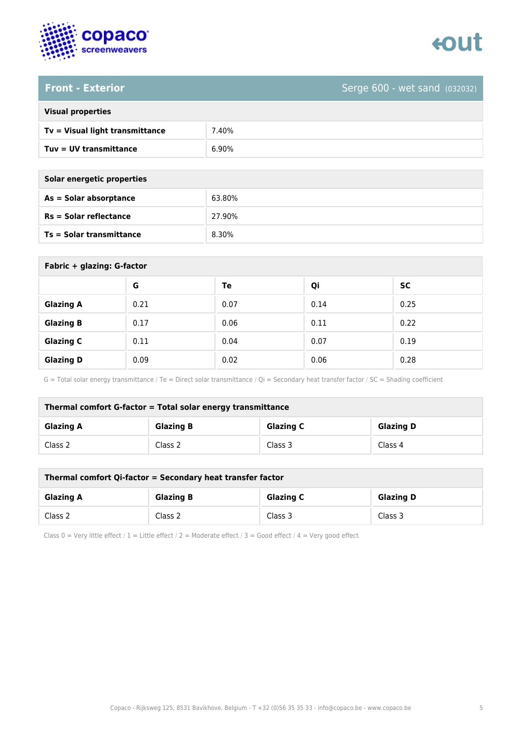## Front - Exterior

Serge 600 - wet sand (032032)

| Visual properties | |
|---|---|
| **Tv = Visual light transmittance** | 7.40% |
| **Tuv = UV transmittance** | 6.90% |

| Solar energetic properties | |
|---|---|
| **As = Solar absorptance** | 63.80% |
| **Rs = Solar reflectance** | 27.90% |
| **Ts = Solar transmittance** | 8.30% |

**Fabric + glazing: G-factor**

| | G | Te | Qi | SC |
|---|---|---|---|---|
| **Glazing A** | 0.21 | 0.07 | 0.14 | 0.25 |
| **Glazing B** | 0.17 | 0.06 | 0.11 | 0.22 |
| **Glazing C** | 0.11 | 0.04 | 0.07 | 0.19 |
| **Glazing D** | 0.09 | 0.02 | 0.06 | 0.28 |

G = Total solar energy transmittance / Te = Direct solar transmittance / Qi = Secondary heat transfer factor / SC = Shading coefficient

**Thermal comfort G-factor = Total solar energy transmittance**

| Glazing A | Glazing B | Glazing C | Glazing D |
|---|---|---|---|
| Class 2 | Class 2 | Class 3 | Class 4 |

**Thermal comfort Qi-factor = Secondary heat transfer factor**

| Glazing A | Glazing B | Glazing C | Glazing D |
|---|---|---|---|
| Class 2 | Class 2 | Class 3 | Class 3 |

Class 0 = Very little effect / 1 = Little effect / 2 = Moderate effect / 3 = Good effect / 4 = Very good effect

Copaco - Rijksweg 125, 8531 Bavikhove, Belgium - T +32 (0)56 35 35 33 - info@copaco.be - www.copaco.be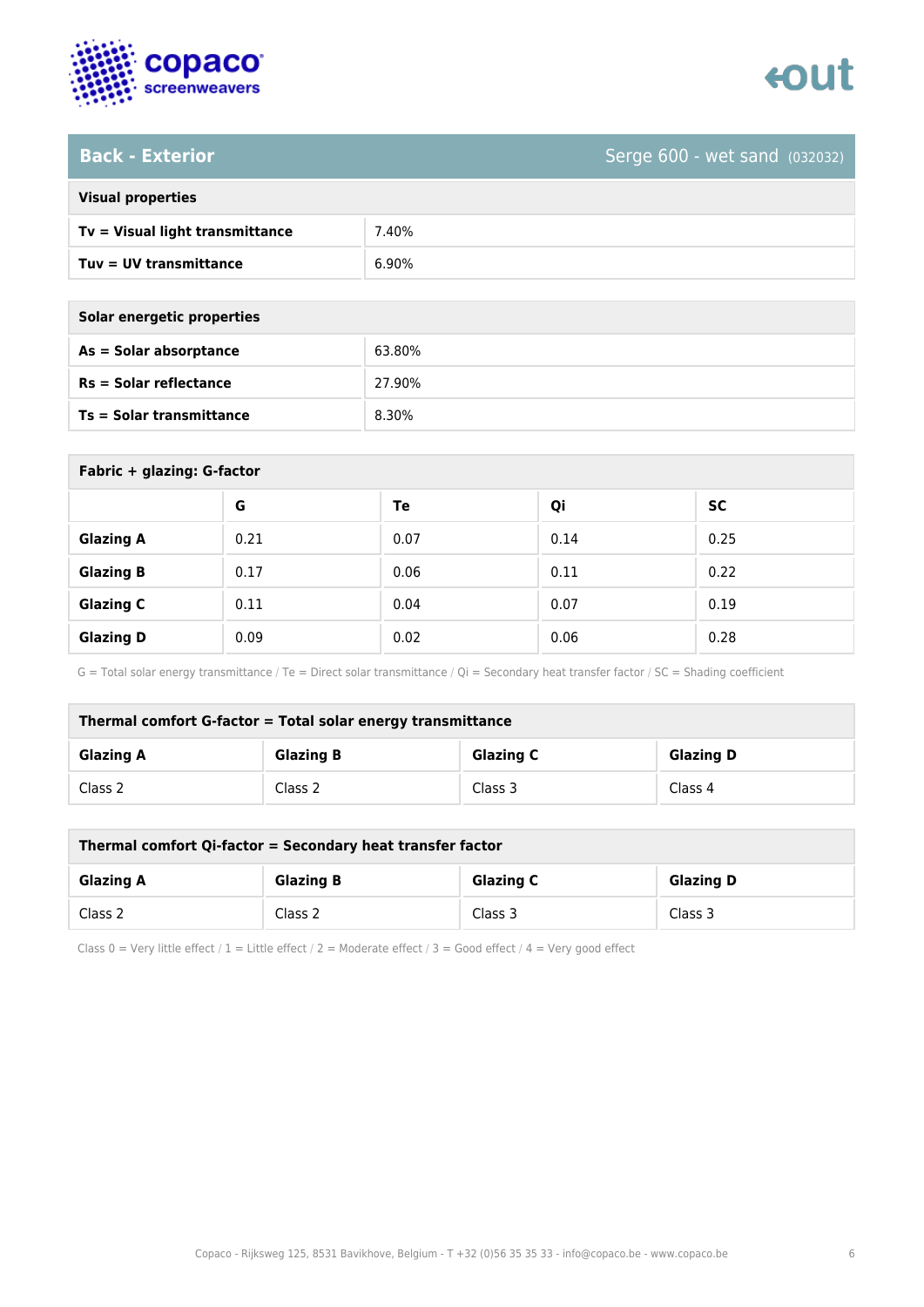## Back - Exterior

Serge 600 - wet sand (032032)

| Visual properties | |
|---|---|
| **Tv = Visual light transmittance** | 7.40% |
| **Tuv = UV transmittance** | 6.90% |

| Solar energetic properties | |
|---|---|
| **As = Solar absorptance** | 63.80% |
| **Rs = Solar reflectance** | 27.90% |
| **Ts = Solar transmittance** | 8.30% |

**Fabric + glazing: G-factor**

| | G | Te | Qi | SC |
|---|---|---|---|---|
| **Glazing A** | 0.21 | 0.07 | 0.14 | 0.25 |
| **Glazing B** | 0.17 | 0.06 | 0.11 | 0.22 |
| **Glazing C** | 0.11 | 0.04 | 0.07 | 0.19 |
| **Glazing D** | 0.09 | 0.02 | 0.06 | 0.28 |

G = Total solar energy transmittance / Te = Direct solar transmittance / Qi = Secondary heat transfer factor / SC = Shading coefficient

**Thermal comfort G-factor = Total solar energy transmittance**

| Glazing A | Glazing B | Glazing C | Glazing D |
|---|---|---|---|
| Class 2 | Class 2 | Class 3 | Class 4 |

**Thermal comfort Qi-factor = Secondary heat transfer factor**

| Glazing A | Glazing B | Glazing C | Glazing D |
|---|---|---|---|
| Class 2 | Class 2 | Class 3 | Class 3 |

Class 0 = Very little effect / 1 = Little effect / 2 = Moderate effect / 3 = Good effect / 4 = Very good effect

Copaco - Rijksweg 125, 8531 Bavikhove, Belgium - T +32 (0)56 35 35 33 - info@copaco.be - www.copaco.be